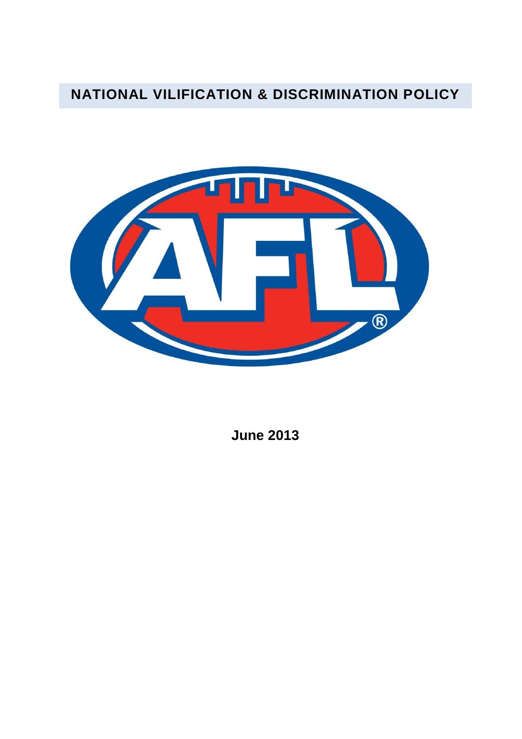# NATIONAL VILIFICATION & DISCRIMINATION POLICY

**June 2013**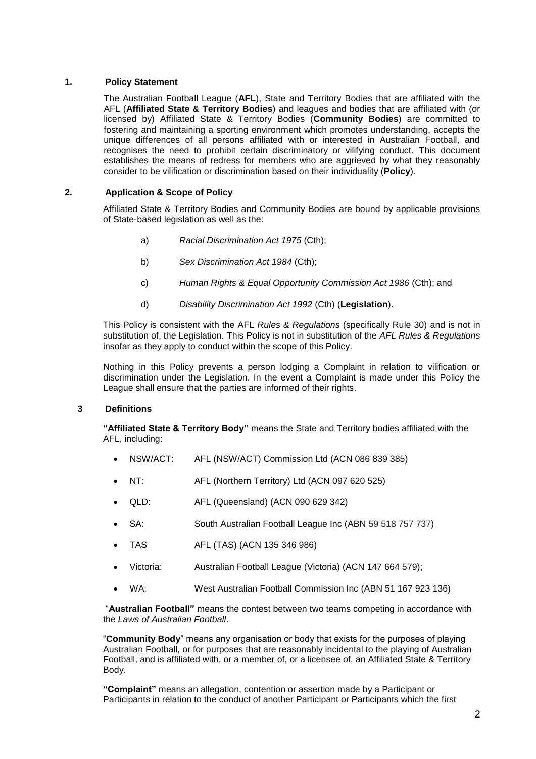## 1. Policy Statement

The Australian Football League (**AFL**), State and Territory Bodies that are affiliated with the AFL (**Affiliated State & Territory Bodies**) and leagues and bodies that are affiliated with (or licensed by) Affiliated State & Territory Bodies (**Community Bodies**) are committed to fostering and maintaining a sporting environment which promotes understanding, accepts the unique differences of all persons affiliated with or interested in Australian Football, and recognises the need to prohibit certain discriminatory or vilifying conduct. This document establishes the means of redress for members who are aggrieved by what they reasonably consider to be vilification or discrimination based on their individuality (**Policy**).

## 2. Application & Scope of Policy

Affiliated State & Territory Bodies and Community Bodies are bound by applicable provisions of State-based legislation as well as the:

a) *Racial Discrimination Act 1975* (Cth);

b) *Sex Discrimination Act 1984* (Cth);

c) *Human Rights & Equal Opportunity Commission Act 1986* (Cth); and

d) *Disability Discrimination Act 1992* (Cth) (**Legislation**).

This Policy is consistent with the AFL *Rules & Regulations* (specifically Rule 30) and is not in substitution of, the Legislation. This Policy is not in substitution of the *AFL Rules & Regulations* insofar as they apply to conduct within the scope of this Policy.

Nothing in this Policy prevents a person lodging a Complaint in relation to vilification or discrimination under the Legislation. In the event a Complaint is made under this Policy the League shall ensure that the parties are informed of their rights.

## 3 Definitions

**"Affiliated State & Territory Body"** means the State and Territory bodies affiliated with the AFL, including:

- NSW/ACT: AFL (NSW/ACT) Commission Ltd (ACN 086 839 385)
- NT: AFL (Northern Territory) Ltd (ACN 097 620 525)
- QLD: AFL (Queensland) (ACN 090 629 342)
- SA: South Australian Football League Inc (ABN 59 518 757 737)
- TAS AFL (TAS) (ACN 135 346 986)
- Victoria: Australian Football League (Victoria) (ACN 147 664 579);
- WA: West Australian Football Commission Inc (ABN 51 167 923 136)

"**Australian Football"** means the contest between two teams competing in accordance with the *Laws of Australian Football*.

"**Community Body**" means any organisation or body that exists for the purposes of playing Australian Football, or for purposes that are reasonably incidental to the playing of Australian Football, and is affiliated with, or a member of, or a licensee of, an Affiliated State & Territory Body.

**"Complaint"** means an allegation, contention or assertion made by a Participant or Participants in relation to the conduct of another Participant or Participants which the first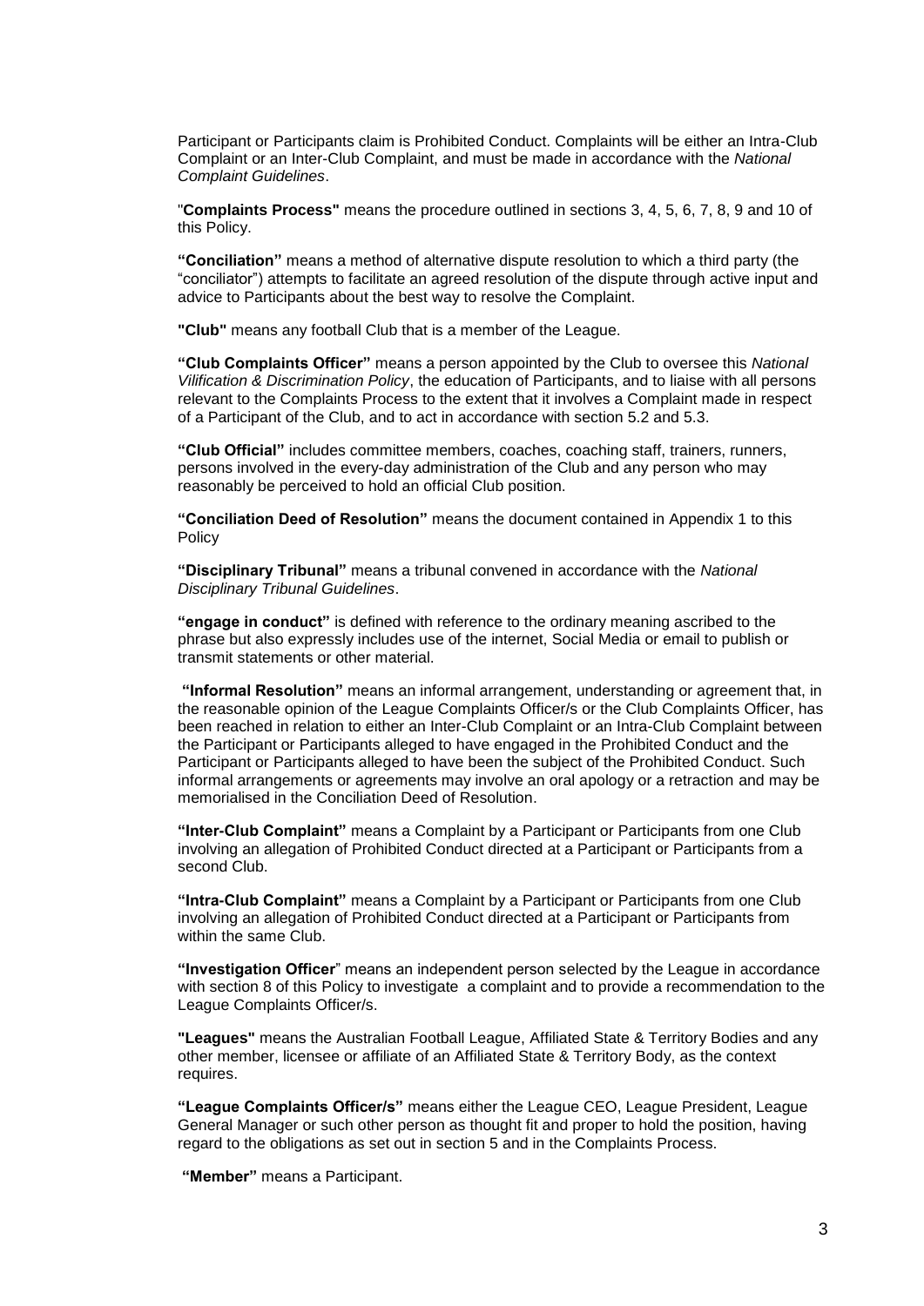Participant or Participants claim is Prohibited Conduct. Complaints will be either an Intra-Club Complaint or an Inter-Club Complaint, and must be made in accordance with the *National Complaint Guidelines*.

"**Complaints Process"** means the procedure outlined in sections 3, 4, 5, 6, 7, 8, 9 and 10 of this Policy.

**"Conciliation"** means a method of alternative dispute resolution to which a third party (the "conciliator") attempts to facilitate an agreed resolution of the dispute through active input and advice to Participants about the best way to resolve the Complaint.

**"Club"** means any football Club that is a member of the League.

**"Club Complaints Officer"** means a person appointed by the Club to oversee this *National Vilification & Discrimination Policy*, the education of Participants, and to liaise with all persons relevant to the Complaints Process to the extent that it involves a Complaint made in respect of a Participant of the Club, and to act in accordance with section 5.2 and 5.3.

**"Club Official"** includes committee members, coaches, coaching staff, trainers, runners, persons involved in the every-day administration of the Club and any person who may reasonably be perceived to hold an official Club position.

**"Conciliation Deed of Resolution"** means the document contained in Appendix 1 to this Policy

**"Disciplinary Tribunal"** means a tribunal convened in accordance with the *National Disciplinary Tribunal Guidelines*.

**"engage in conduct"** is defined with reference to the ordinary meaning ascribed to the phrase but also expressly includes use of the internet, Social Media or email to publish or transmit statements or other material.

**"Informal Resolution"** means an informal arrangement, understanding or agreement that, in the reasonable opinion of the League Complaints Officer/s or the Club Complaints Officer, has been reached in relation to either an Inter-Club Complaint or an Intra-Club Complaint between the Participant or Participants alleged to have engaged in the Prohibited Conduct and the Participant or Participants alleged to have been the subject of the Prohibited Conduct. Such informal arrangements or agreements may involve an oral apology or a retraction and may be memorialised in the Conciliation Deed of Resolution.

**"Inter-Club Complaint"** means a Complaint by a Participant or Participants from one Club involving an allegation of Prohibited Conduct directed at a Participant or Participants from a second Club.

**"Intra-Club Complaint"** means a Complaint by a Participant or Participants from one Club involving an allegation of Prohibited Conduct directed at a Participant or Participants from within the same Club.

**"Investigation Officer**" means an independent person selected by the League in accordance with section 8 of this Policy to investigate a complaint and to provide a recommendation to the League Complaints Officer/s.

**"Leagues"** means the Australian Football League, Affiliated State & Territory Bodies and any other member, licensee or affiliate of an Affiliated State & Territory Body, as the context requires.

**"League Complaints Officer/s"** means either the League CEO, League President, League General Manager or such other person as thought fit and proper to hold the position, having regard to the obligations as set out in section 5 and in the Complaints Process.

**"Member"** means a Participant.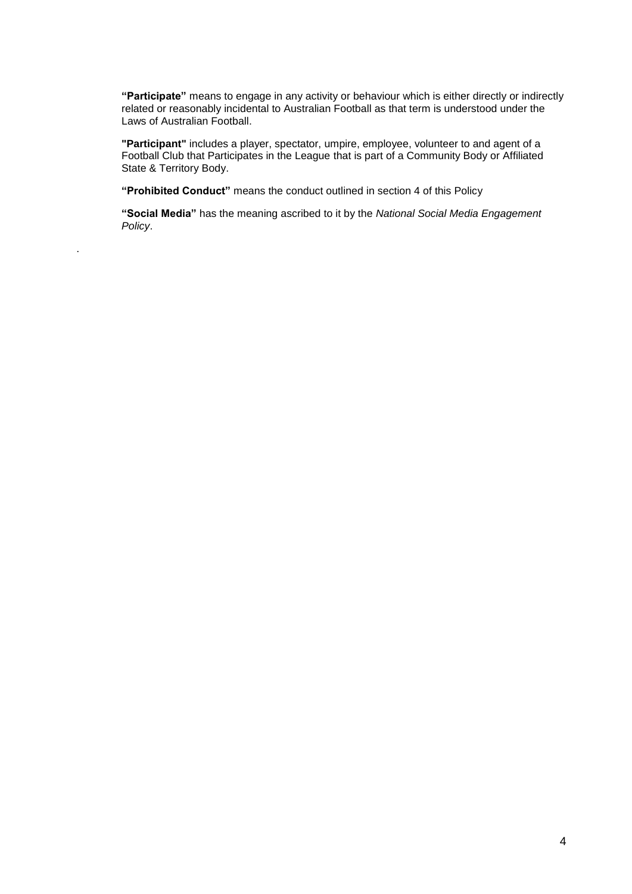**"Participate"** means to engage in any activity or behaviour which is either directly or indirectly related or reasonably incidental to Australian Football as that term is understood under the Laws of Australian Football.

**"Participant"** includes a player, spectator, umpire, employee, volunteer to and agent of a Football Club that Participates in the League that is part of a Community Body or Affiliated State & Territory Body.

**"Prohibited Conduct"** means the conduct outlined in section 4 of this Policy

**"Social Media"** has the meaning ascribed to it by the *National Social Media Engagement Policy*.

.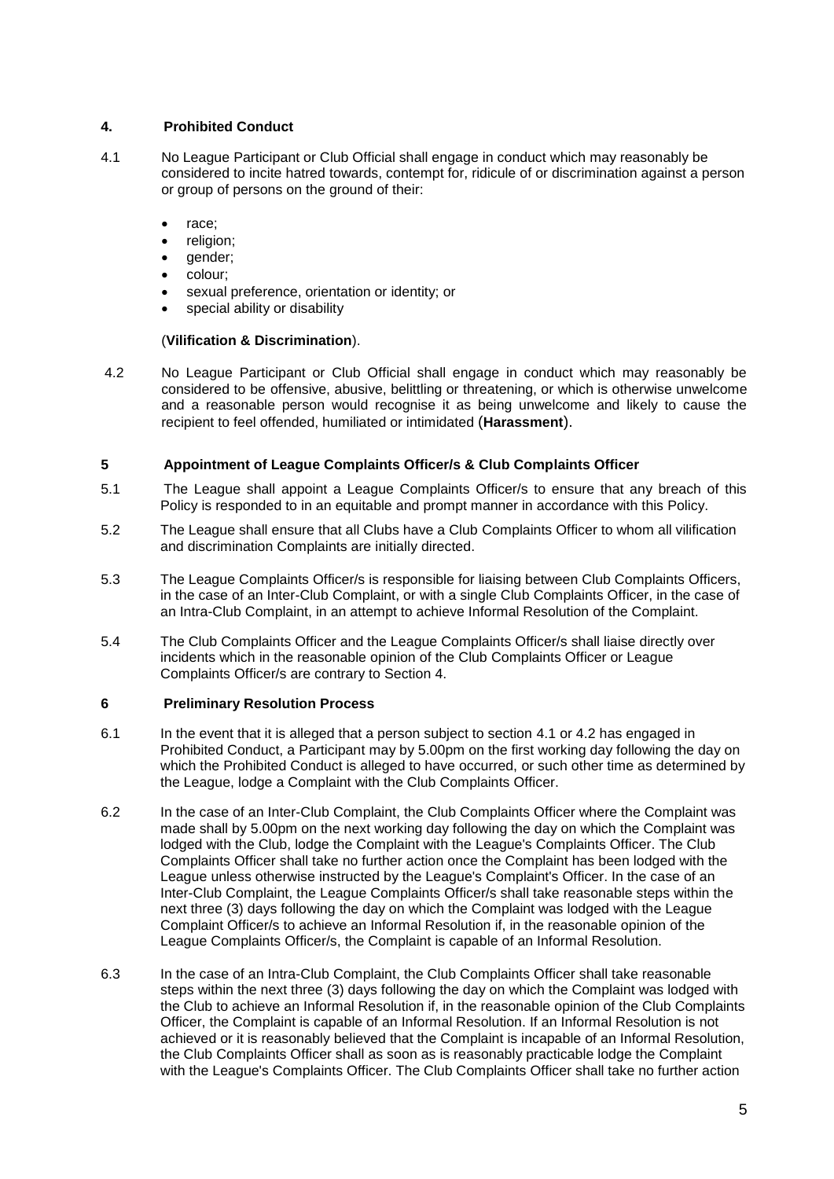## 4. Prohibited Conduct

4.1 No League Participant or Club Official shall engage in conduct which may reasonably be considered to incite hatred towards, contempt for, ridicule of or discrimination against a person or group of persons on the ground of their:

- race;
- religion;
- gender;
- colour;
- sexual preference, orientation or identity; or
- special ability or disability

(**Vilification & Discrimination**).

4.2 No League Participant or Club Official shall engage in conduct which may reasonably be considered to be offensive, abusive, belittling or threatening, or which is otherwise unwelcome and a reasonable person would recognise it as being unwelcome and likely to cause the recipient to feel offended, humiliated or intimidated (**Harassment**).

## 5 Appointment of League Complaints Officer/s & Club Complaints Officer

5.1 The League shall appoint a League Complaints Officer/s to ensure that any breach of this Policy is responded to in an equitable and prompt manner in accordance with this Policy.

5.2 The League shall ensure that all Clubs have a Club Complaints Officer to whom all vilification and discrimination Complaints are initially directed.

5.3 The League Complaints Officer/s is responsible for liaising between Club Complaints Officers, in the case of an Inter-Club Complaint, or with a single Club Complaints Officer, in the case of an Intra-Club Complaint, in an attempt to achieve Informal Resolution of the Complaint.

5.4 The Club Complaints Officer and the League Complaints Officer/s shall liaise directly over incidents which in the reasonable opinion of the Club Complaints Officer or League Complaints Officer/s are contrary to Section 4.

## 6 Preliminary Resolution Process

6.1 In the event that it is alleged that a person subject to section 4.1 or 4.2 has engaged in Prohibited Conduct, a Participant may by 5.00pm on the first working day following the day on which the Prohibited Conduct is alleged to have occurred, or such other time as determined by the League, lodge a Complaint with the Club Complaints Officer.

6.2 In the case of an Inter-Club Complaint, the Club Complaints Officer where the Complaint was made shall by 5.00pm on the next working day following the day on which the Complaint was lodged with the Club, lodge the Complaint with the League's Complaints Officer. The Club Complaints Officer shall take no further action once the Complaint has been lodged with the League unless otherwise instructed by the League's Complaint's Officer. In the case of an Inter-Club Complaint, the League Complaints Officer/s shall take reasonable steps within the next three (3) days following the day on which the Complaint was lodged with the League Complaint Officer/s to achieve an Informal Resolution if, in the reasonable opinion of the League Complaints Officer/s, the Complaint is capable of an Informal Resolution.

6.3 In the case of an Intra-Club Complaint, the Club Complaints Officer shall take reasonable steps within the next three (3) days following the day on which the Complaint was lodged with the Club to achieve an Informal Resolution if, in the reasonable opinion of the Club Complaints Officer, the Complaint is capable of an Informal Resolution. If an Informal Resolution is not achieved or it is reasonably believed that the Complaint is incapable of an Informal Resolution, the Club Complaints Officer shall as soon as is reasonably practicable lodge the Complaint with the League's Complaints Officer. The Club Complaints Officer shall take no further action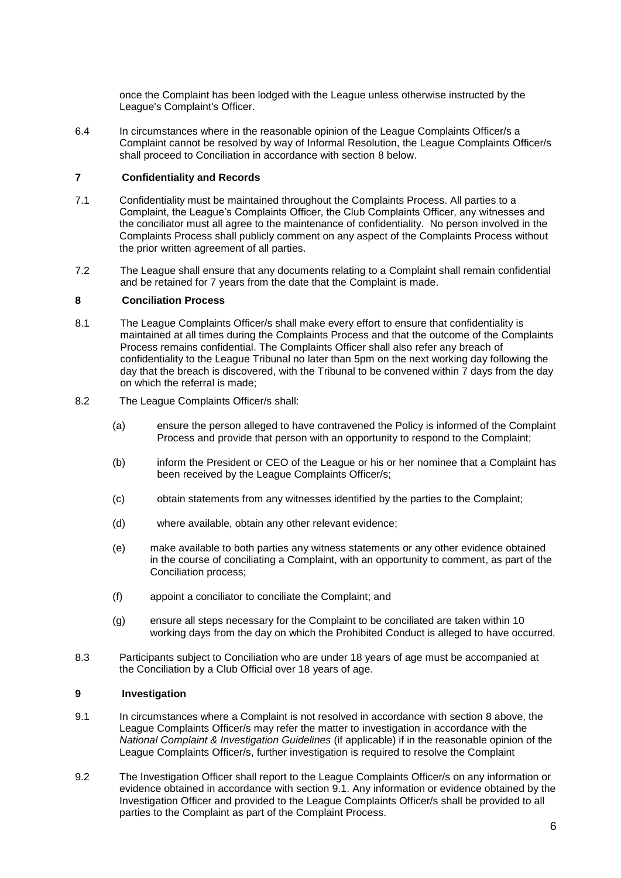once the Complaint has been lodged with the League unless otherwise instructed by the League's Complaint's Officer.

6.4 In circumstances where in the reasonable opinion of the League Complaints Officer/s a Complaint cannot be resolved by way of Informal Resolution, the League Complaints Officer/s shall proceed to Conciliation in accordance with section 8 below.

## 7 Confidentiality and Records

7.1 Confidentiality must be maintained throughout the Complaints Process. All parties to a Complaint, the League's Complaints Officer, the Club Complaints Officer, any witnesses and the conciliator must all agree to the maintenance of confidentiality. No person involved in the Complaints Process shall publicly comment on any aspect of the Complaints Process without the prior written agreement of all parties.

7.2 The League shall ensure that any documents relating to a Complaint shall remain confidential and be retained for 7 years from the date that the Complaint is made.

## 8 Conciliation Process

8.1 The League Complaints Officer/s shall make every effort to ensure that confidentiality is maintained at all times during the Complaints Process and that the outcome of the Complaints Process remains confidential. The Complaints Officer shall also refer any breach of confidentiality to the League Tribunal no later than 5pm on the next working day following the day that the breach is discovered, with the Tribunal to be convened within 7 days from the day on which the referral is made;

8.2 The League Complaints Officer/s shall:

(a) ensure the person alleged to have contravened the Policy is informed of the Complaint Process and provide that person with an opportunity to respond to the Complaint;

(b) inform the President or CEO of the League or his or her nominee that a Complaint has been received by the League Complaints Officer/s;

(c) obtain statements from any witnesses identified by the parties to the Complaint;

(d) where available, obtain any other relevant evidence;

(e) make available to both parties any witness statements or any other evidence obtained in the course of conciliating a Complaint, with an opportunity to comment, as part of the Conciliation process;

(f) appoint a conciliator to conciliate the Complaint; and

(g) ensure all steps necessary for the Complaint to be conciliated are taken within 10 working days from the day on which the Prohibited Conduct is alleged to have occurred.

8.3 Participants subject to Conciliation who are under 18 years of age must be accompanied at the Conciliation by a Club Official over 18 years of age.

## 9 Investigation

9.1 In circumstances where a Complaint is not resolved in accordance with section 8 above, the League Complaints Officer/s may refer the matter to investigation in accordance with the *National Complaint & Investigation Guidelines* (if applicable) if in the reasonable opinion of the League Complaints Officer/s, further investigation is required to resolve the Complaint

9.2 The Investigation Officer shall report to the League Complaints Officer/s on any information or evidence obtained in accordance with section 9.1. Any information or evidence obtained by the Investigation Officer and provided to the League Complaints Officer/s shall be provided to all parties to the Complaint as part of the Complaint Process.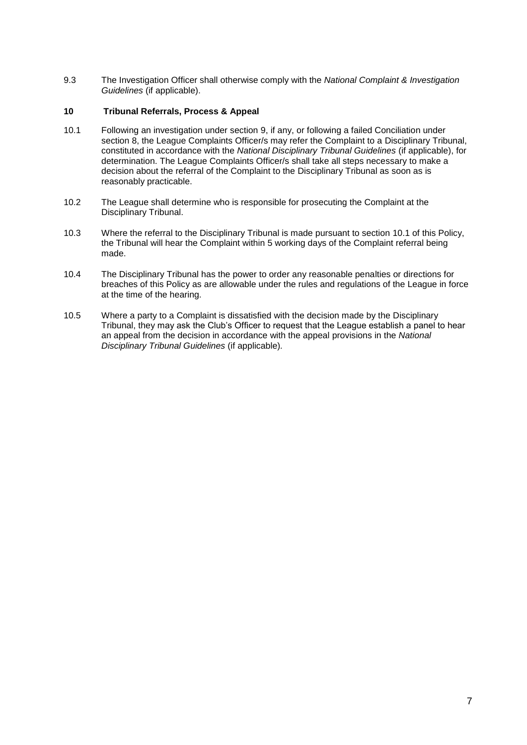9.3 The Investigation Officer shall otherwise comply with the *National Complaint & Investigation Guidelines* (if applicable).

## 10 Tribunal Referrals, Process & Appeal

10.1 Following an investigation under section 9, if any, or following a failed Conciliation under section 8, the League Complaints Officer/s may refer the Complaint to a Disciplinary Tribunal, constituted in accordance with the *National Disciplinary Tribunal Guidelines* (if applicable), for determination. The League Complaints Officer/s shall take all steps necessary to make a decision about the referral of the Complaint to the Disciplinary Tribunal as soon as is reasonably practicable.

10.2 The League shall determine who is responsible for prosecuting the Complaint at the Disciplinary Tribunal.

10.3 Where the referral to the Disciplinary Tribunal is made pursuant to section 10.1 of this Policy, the Tribunal will hear the Complaint within 5 working days of the Complaint referral being made.

10.4 The Disciplinary Tribunal has the power to order any reasonable penalties or directions for breaches of this Policy as are allowable under the rules and regulations of the League in force at the time of the hearing.

10.5 Where a party to a Complaint is dissatisfied with the decision made by the Disciplinary Tribunal, they may ask the Club's Officer to request that the League establish a panel to hear an appeal from the decision in accordance with the appeal provisions in the *National Disciplinary Tribunal Guidelines* (if applicable).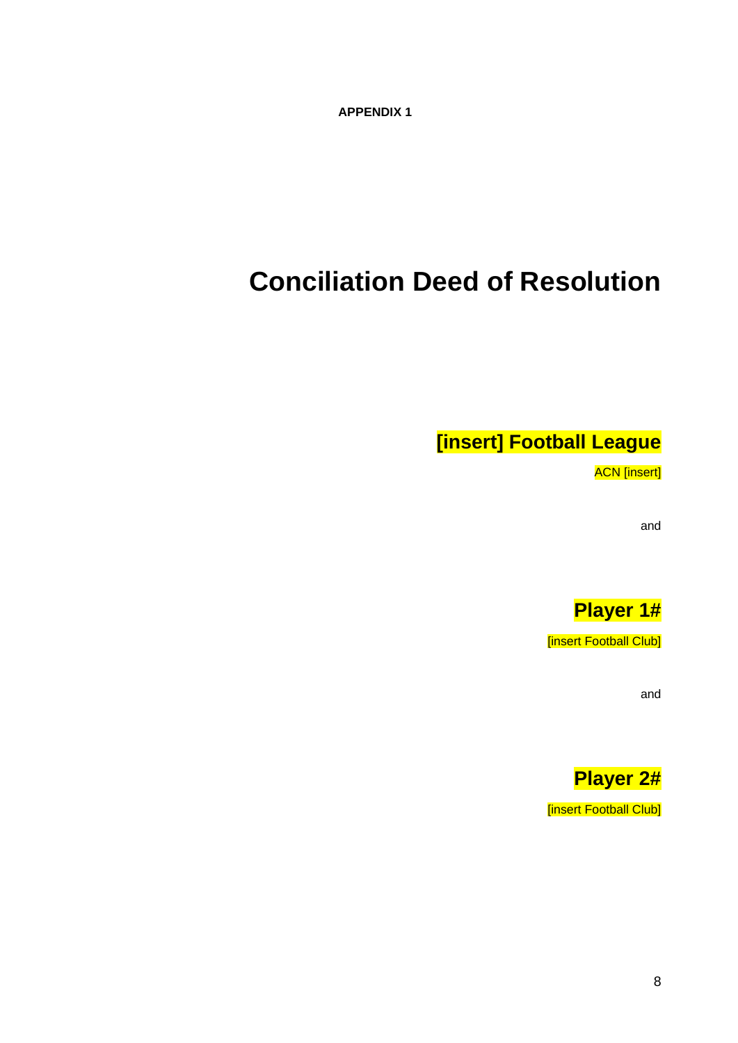**APPENDIX 1**

# Conciliation Deed of Resolution

## [insert] Football League

ACN [insert]

and

## Player 1#

[insert Football Club]

and

## Player 2#

[insert Football Club]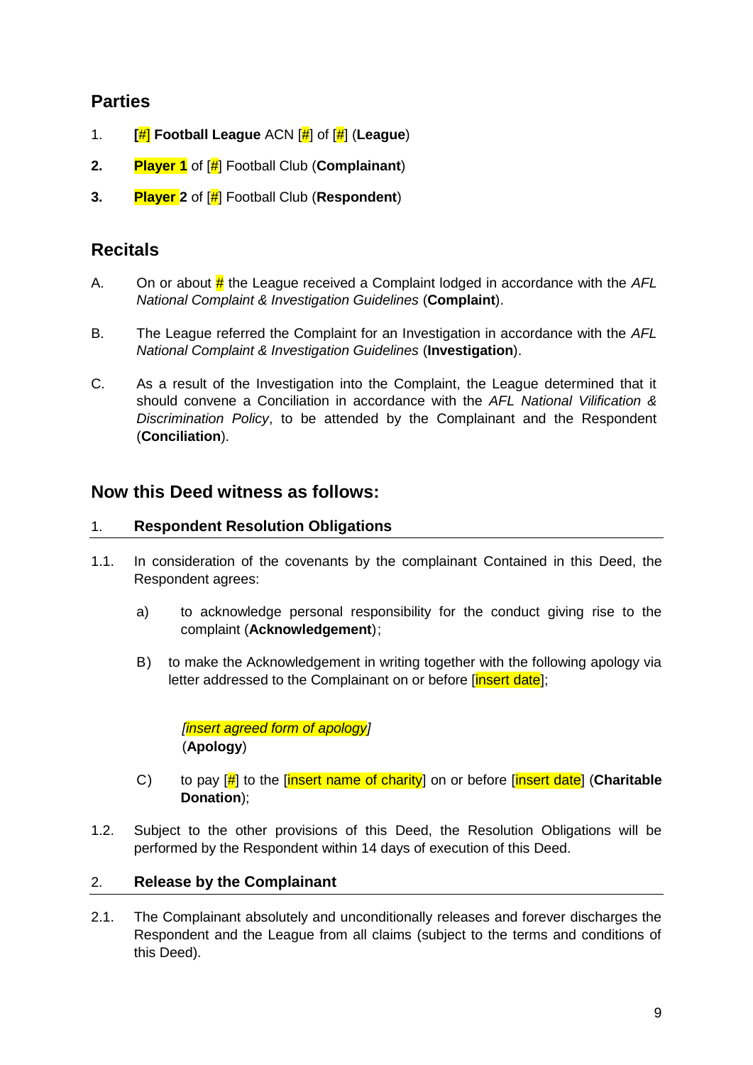## Parties

1. **[#] Football League** ACN [#] of [#] (**League**)
2. **Player 1** of [#] Football Club (**Complainant**)
3. **Player 2** of [#] Football Club (**Respondent**)

## Recitals

A. On or about # the League received a Complaint lodged in accordance with the *AFL National Complaint & Investigation Guidelines* (**Complaint**).

B. The League referred the Complaint for an Investigation in accordance with the *AFL National Complaint & Investigation Guidelines* (**Investigation**).

C. As a result of the Investigation into the Complaint, the League determined that it should convene a Conciliation in accordance with the *AFL National Vilification & Discrimination Policy*, to be attended by the Complainant and the Respondent (**Conciliation**).

## Now this Deed witness as follows:

### 1. Respondent Resolution Obligations

1.1. In consideration of the covenants by the complainant Contained in this Deed, the Respondent agrees:

a) to acknowledge personal responsibility for the conduct giving rise to the complaint (**Acknowledgement**);

B) to make the Acknowledgement in writing together with the following apology via letter addressed to the Complainant on or before [insert date];

*[insert agreed form of apology]*
(**Apology**)

C) to pay [#] to the [insert name of charity] on or before [insert date] (**Charitable Donation**);

1.2. Subject to the other provisions of this Deed, the Resolution Obligations will be performed by the Respondent within 14 days of execution of this Deed.

### 2. Release by the Complainant

2.1. The Complainant absolutely and unconditionally releases and forever discharges the Respondent and the League from all claims (subject to the terms and conditions of this Deed).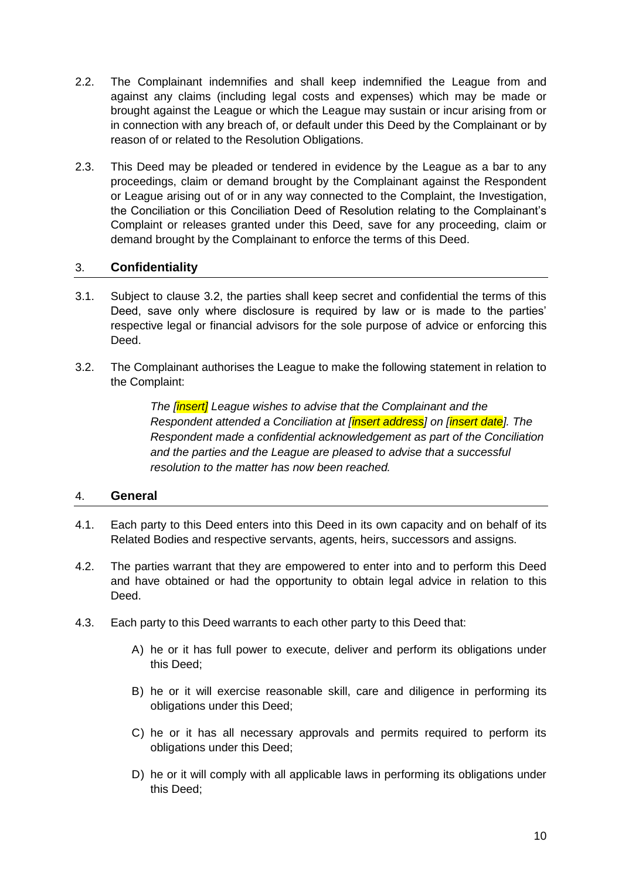2.2. The Complainant indemnifies and shall keep indemnified the League from and against any claims (including legal costs and expenses) which may be made or brought against the League or which the League may sustain or incur arising from or in connection with any breach of, or default under this Deed by the Complainant or by reason of or related to the Resolution Obligations.

2.3. This Deed may be pleaded or tendered in evidence by the League as a bar to any proceedings, claim or demand brought by the Complainant against the Respondent or League arising out of or in any way connected to the Complaint, the Investigation, the Conciliation or this Conciliation Deed of Resolution relating to the Complainant's Complaint or releases granted under this Deed, save for any proceeding, claim or demand brought by the Complainant to enforce the terms of this Deed.

## 3. **Confidentiality**

3.1. Subject to clause 3.2, the parties shall keep secret and confidential the terms of this Deed, save only where disclosure is required by law or is made to the parties' respective legal or financial advisors for the sole purpose of advice or enforcing this Deed.

3.2. The Complainant authorises the League to make the following statement in relation to the Complaint:

> *The [insert] League wishes to advise that the Complainant and the Respondent attended a Conciliation at [insert address] on [insert date]. The Respondent made a confidential acknowledgement as part of the Conciliation and the parties and the League are pleased to advise that a successful resolution to the matter has now been reached.*

## 4. **General**

4.1. Each party to this Deed enters into this Deed in its own capacity and on behalf of its Related Bodies and respective servants, agents, heirs, successors and assigns.

4.2. The parties warrant that they are empowered to enter into and to perform this Deed and have obtained or had the opportunity to obtain legal advice in relation to this Deed.

4.3. Each party to this Deed warrants to each other party to this Deed that:

A) he or it has full power to execute, deliver and perform its obligations under this Deed;

B) he or it will exercise reasonable skill, care and diligence in performing its obligations under this Deed;

C) he or it has all necessary approvals and permits required to perform its obligations under this Deed;

D) he or it will comply with all applicable laws in performing its obligations under this Deed;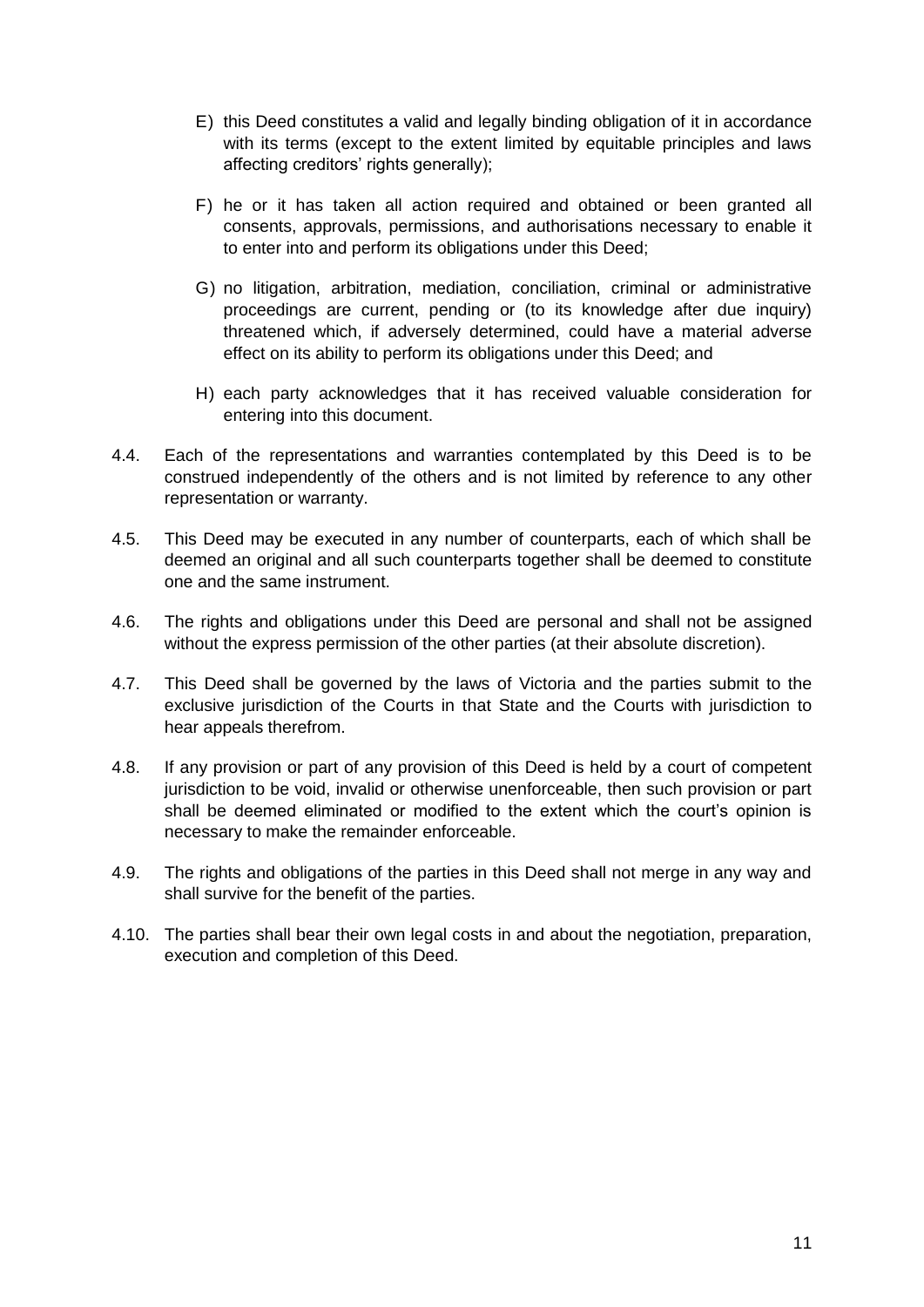E) this Deed constitutes a valid and legally binding obligation of it in accordance with its terms (except to the extent limited by equitable principles and laws affecting creditors' rights generally);

F) he or it has taken all action required and obtained or been granted all consents, approvals, permissions, and authorisations necessary to enable it to enter into and perform its obligations under this Deed;

G) no litigation, arbitration, mediation, conciliation, criminal or administrative proceedings are current, pending or (to its knowledge after due inquiry) threatened which, if adversely determined, could have a material adverse effect on its ability to perform its obligations under this Deed; and

H) each party acknowledges that it has received valuable consideration for entering into this document.

4.4. Each of the representations and warranties contemplated by this Deed is to be construed independently of the others and is not limited by reference to any other representation or warranty.

4.5. This Deed may be executed in any number of counterparts, each of which shall be deemed an original and all such counterparts together shall be deemed to constitute one and the same instrument.

4.6. The rights and obligations under this Deed are personal and shall not be assigned without the express permission of the other parties (at their absolute discretion).

4.7. This Deed shall be governed by the laws of Victoria and the parties submit to the exclusive jurisdiction of the Courts in that State and the Courts with jurisdiction to hear appeals therefrom.

4.8. If any provision or part of any provision of this Deed is held by a court of competent jurisdiction to be void, invalid or otherwise unenforceable, then such provision or part shall be deemed eliminated or modified to the extent which the court's opinion is necessary to make the remainder enforceable.

4.9. The rights and obligations of the parties in this Deed shall not merge in any way and shall survive for the benefit of the parties.

4.10. The parties shall bear their own legal costs in and about the negotiation, preparation, execution and completion of this Deed.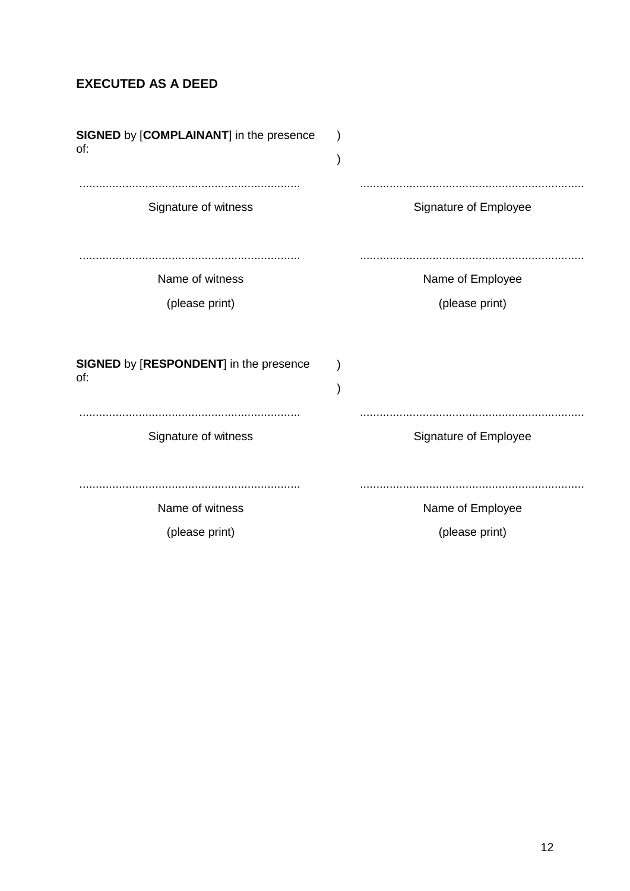**EXECUTED AS A DEED**

| | | |
|---|---|---|
| **SIGNED** by [**COMPLAINANT**] in the presence of: | )<br>) | |
| .................................................................. | | .................................................................. |
| Signature of witness | | Signature of Employee |
| .................................................................. | | .................................................................. |
| Name of witness<br>(please print) | | Name of Employee<br>(please print) |

| | | |
|---|---|---|
| **SIGNED** by [**RESPONDENT**] in the presence of: | )<br>) | |
| .................................................................. | | .................................................................. |
| Signature of witness | | Signature of Employee |
| .................................................................. | | .................................................................. |
| Name of witness<br>(please print) | | Name of Employee<br>(please print) |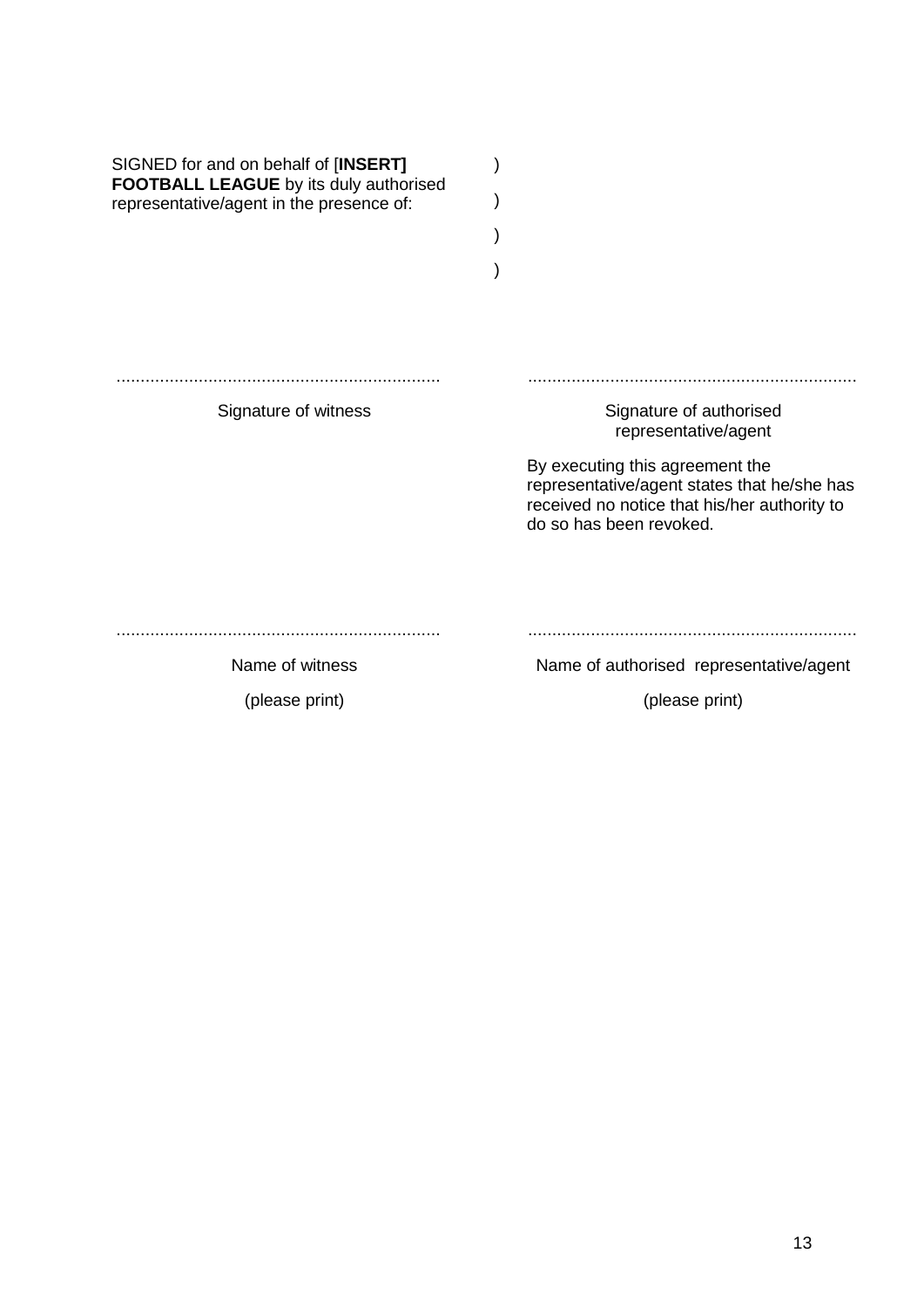SIGNED for and on behalf of [**INSERT] FOOTBALL LEAGUE** by its duly authorised representative/agent in the presence of: )
)
)
)

| .................................................................. | .................................................................. |
|---|---|
| Signature of witness | Signature of authorised representative/agent |
| | By executing this agreement the representative/agent states that he/she has received no notice that his/her authority to do so has been revoked. |
| .................................................................. | .................................................................. |
| Name of witness<br>(please print) | Name of authorised representative/agent<br>(please print) |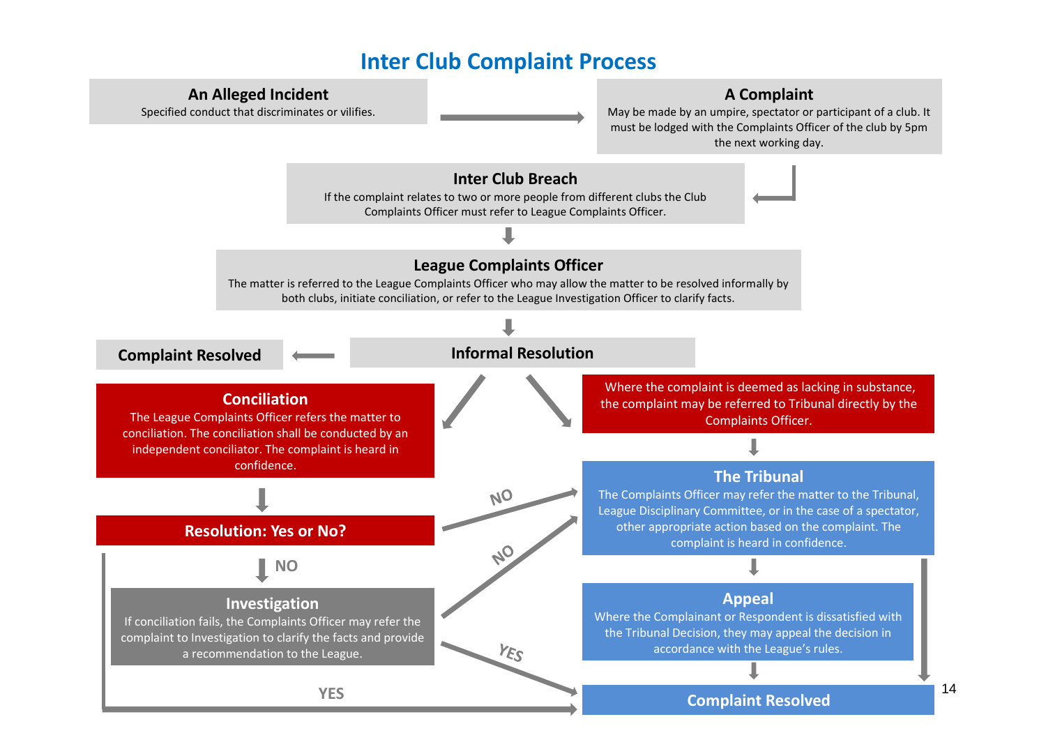# Inter Club Complaint Process

**An Alleged Incident**
Specified conduct that discriminates or vilifies.

**A Complaint**
May be made by an umpire, spectator or participant of a club. It must be lodged with the Complaints Officer of the club by 5pm the next working day.

**Inter Club Breach**
If the complaint relates to two or more people from different clubs the Club Complaints Officer must refer to League Complaints Officer.

**League Complaints Officer**
The matter is referred to the League Complaints Officer who may allow the matter to be resolved informally by both clubs, initiate conciliation, or refer to the League Investigation Officer to clarify facts.

**Informal Resolution**

**Complaint Resolved**

**Conciliation**
The League Complaints Officer refers the matter to conciliation. The conciliation shall be conducted by an independent conciliator. The complaint is heard in confidence.

**Resolution: Yes or No?**

YES

NO

NO

**Investigation**
If conciliation fails, the Complaints Officer may refer the complaint to Investigation to clarify the facts and provide a recommendation to the League.

NO

YES

Where the complaint is deemed as lacking in substance, the complaint may be referred to Tribunal directly by the Complaints Officer.

**The Tribunal**
The Complaints Officer may refer the matter to the Tribunal, League Disciplinary Committee, or in the case of a spectator, other appropriate action based on the complaint. The complaint is heard in confidence.

**Appeal**
Where the Complainant or Respondent is dissatisfied with the Tribunal Decision, they may appeal the decision in accordance with the League's rules.

**Complaint Resolved**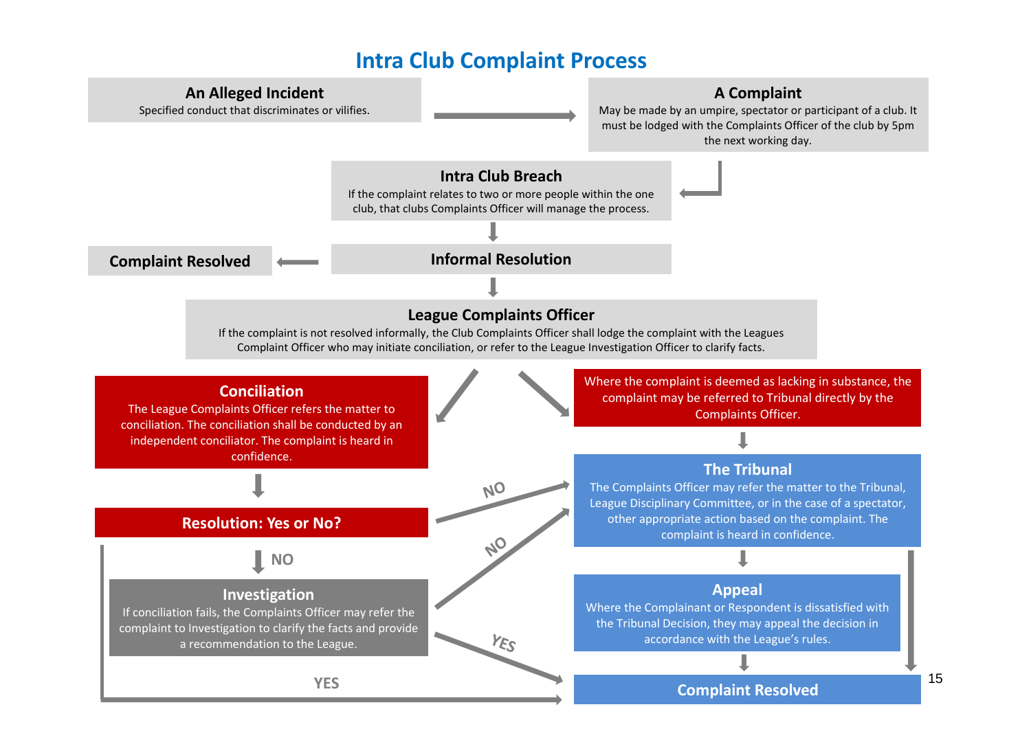# Intra Club Complaint Process

**An Alleged Incident**
Specified conduct that discriminates or vilifies.

**A Complaint**
May be made by an umpire, spectator or participant of a club. It must be lodged with the Complaints Officer of the club by 5pm the next working day.

**Intra Club Breach**
If the complaint relates to two or more people within the one club, that clubs Complaints Officer will manage the process.

**Informal Resolution**

**Complaint Resolved**

**League Complaints Officer**
If the complaint is not resolved informally, the Club Complaints Officer shall lodge the complaint with the Leagues Complaint Officer who may initiate conciliation, or refer to the League Investigation Officer to clarify facts.

**Conciliation**
The League Complaints Officer refers the matter to conciliation. The conciliation shall be conducted by an independent conciliator. The complaint is heard in confidence.

Where the complaint is deemed as lacking in substance, the complaint may be referred to Tribunal directly by the Complaints Officer.

**Resolution: Yes or No?**

NO

NO

NO

**Investigation**
If conciliation fails, the Complaints Officer may refer the complaint to Investigation to clarify the facts and provide a recommendation to the League.

**The Tribunal**
The Complaints Officer may refer the matter to the Tribunal, League Disciplinary Committee, or in the case of a spectator, other appropriate action based on the complaint. The complaint is heard in confidence.

**Appeal**
Where the Complainant or Respondent is dissatisfied with the Tribunal Decision, they may appeal the decision in accordance with the League's rules.

YES

YES

**Complaint Resolved**